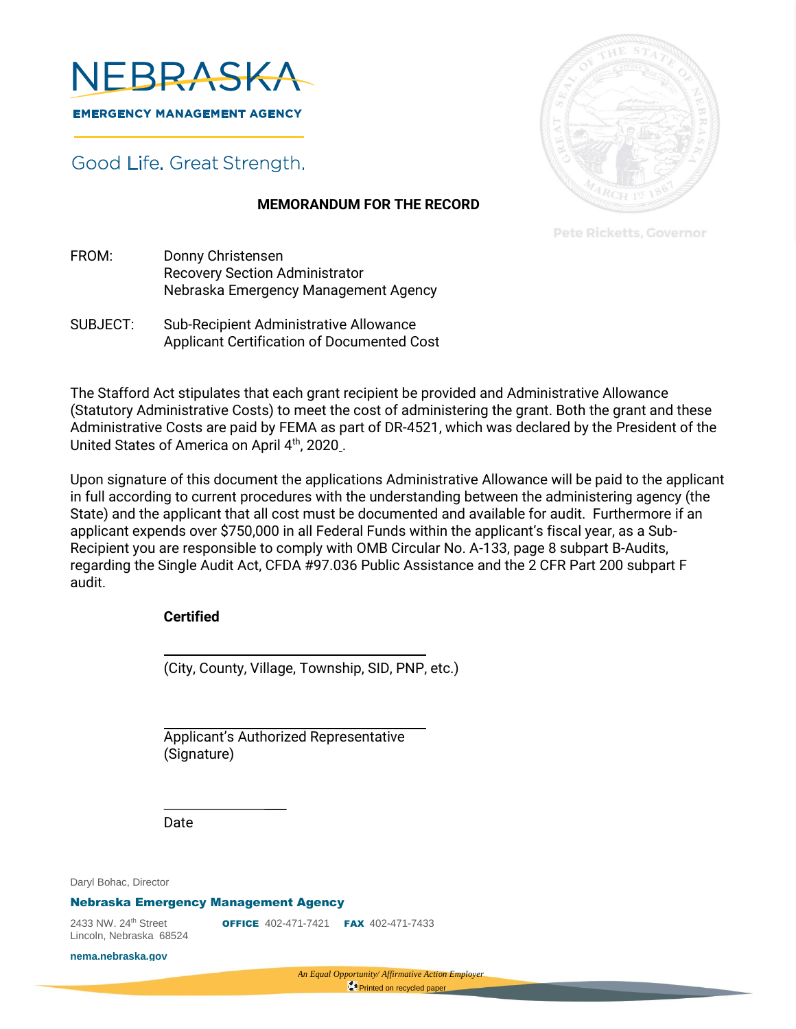NEBRASKA

EMERGENCY MANAGEMENT AGENCY

Good Life. Great Strength.

Pete Ricketts, Governor

**MEMORANDUM FOR THE RECORD**

FROM: Donny Christensen
Recovery Section Administrator
Nebraska Emergency Management Agency

SUBJECT: Sub-Recipient Administrative Allowance
Applicant Certification of Documented Cost

The Stafford Act stipulates that each grant recipient be provided and Administrative Allowance (Statutory Administrative Costs) to meet the cost of administering the grant. Both the grant and these Administrative Costs are paid by FEMA as part of DR-4521, which was declared by the President of the United States of America on April 4th, 2020.

Upon signature of this document the applications Administrative Allowance will be paid to the applicant in full according to current procedures with the understanding between the administering agency (the State) and the applicant that all cost must be documented and available for audit. Furthermore if an applicant expends over $750,000 in all Federal Funds within the applicant's fiscal year, as a Sub-Recipient you are responsible to comply with OMB Circular No. A-133, page 8 subpart B-Audits, regarding the Single Audit Act, CFDA #97.036 Public Assistance and the 2 CFR Part 200 subpart F audit.

**Certified**

\_\_\_\_\_\_\_\_\_\_\_\_\_\_\_\_\_\_\_\_\_\_\_\_\_\_\_\_\_\_
(City, County, Village, Township, SID, PNP, etc.)

\_\_\_\_\_\_\_\_\_\_\_\_\_\_\_\_\_\_\_\_\_\_\_\_\_\_\_\_\_\_
Applicant's Authorized Representative
(Signature)

\_\_\_\_\_\_\_\_\_\_\_\_\_\_\_\_
Date

Daryl Bohac, Director

**Nebraska Emergency Management Agency**

2433 NW. 24th Street
Lincoln, Nebraska 68524

**OFFICE** 402-471-7421 **FAX** 402-471-7433

**nema.nebraska.gov**

*An Equal Opportunity/ Affirmative Action Employer*

Printed on recycled paper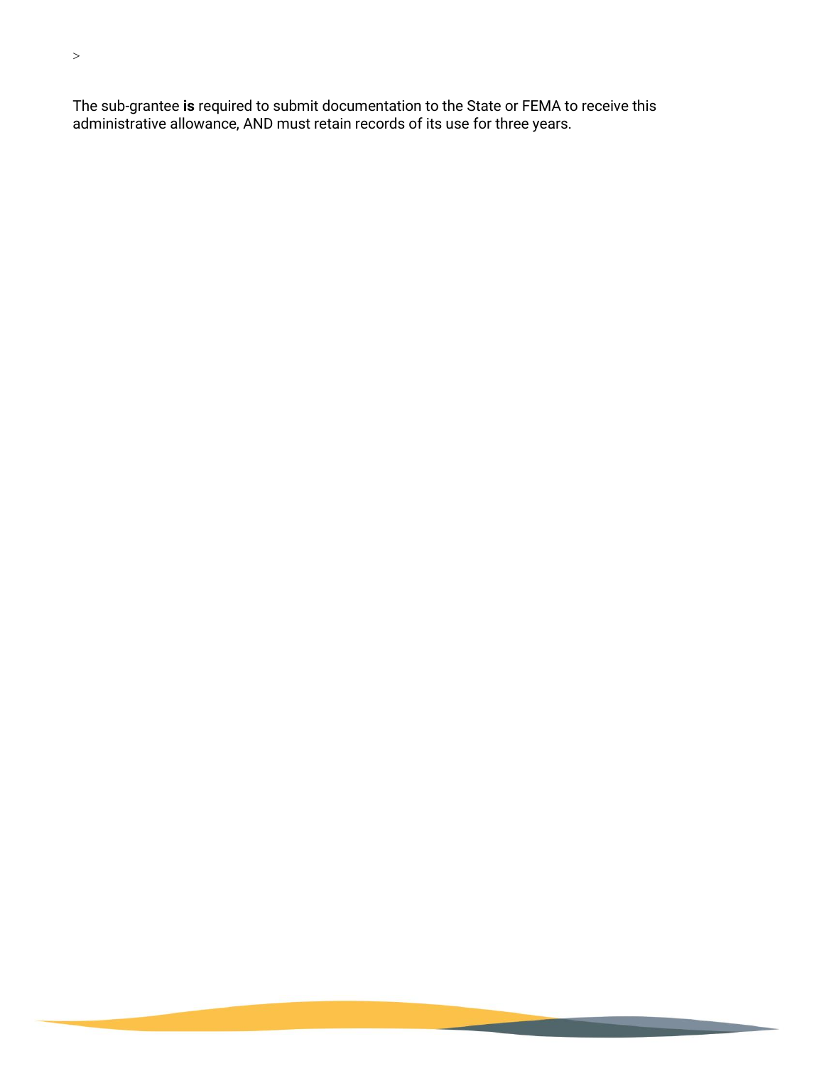>

The sub-grantee **is** required to submit documentation to the State or FEMA to receive this administrative allowance, AND must retain records of its use for three years.